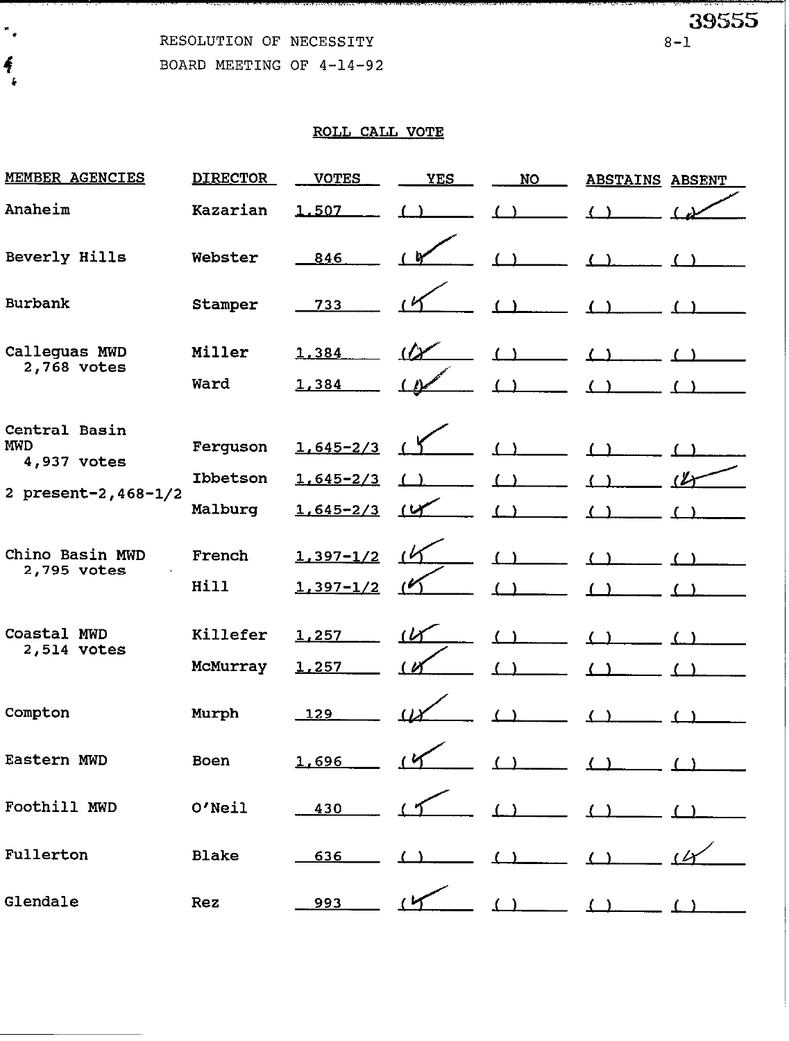39555

8-1

RESOLUTION OF NECESSITY

BOARD MEETING OF 4-14-92

## ROLL CALL VOTE

| MEMBER AGENCIES | DIRECTOR | VOTES | YES | NO | ABSTAINS | ABSENT |
|---|---|---|---|---|---|---|
| Anaheim | Kazarian | 1,507 | ( ) | ( ) | ( ) | (✓) |
| Beverly Hills | Webster | 846 | (✓) | ( ) | ( ) | ( ) |
| Burbank | Stamper | 733 | (✓) | ( ) | ( ) | ( ) |
| Calleguas MWD 2,768 votes | Miller | 1,384 | (✓) | ( ) | ( ) | ( ) |
| | Ward | 1,384 | (✓) | ( ) | ( ) | ( ) |
| Central Basin MWD 4,937 votes | Ferguson | 1,645-2/3 | (✓) | ( ) | ( ) | ( ) |
| 2 present-2,468-1/2 | Ibbetson | 1,645-2/3 | ( ) | ( ) | ( ) | (✓) |
| | Malburg | 1,645-2/3 | (✓) | ( ) | ( ) | ( ) |
| Chino Basin MWD 2,795 votes | French | 1,397-1/2 | (✓) | ( ) | ( ) | ( ) |
| | Hill | 1,397-1/2 | (✓) | ( ) | ( ) | ( ) |
| Coastal MWD 2,514 votes | Killefer | 1,257 | (✓) | ( ) | ( ) | ( ) |
| | McMurray | 1,257 | (✓) | ( ) | ( ) | ( ) |
| Compton | Murph | 129 | (✓) | ( ) | ( ) | ( ) |
| Eastern MWD | Boen | 1,696 | (✓) | ( ) | ( ) | ( ) |
| Foothill MWD | O'Neil | 430 | (✓) | ( ) | ( ) | ( ) |
| Fullerton | Blake | 636 | ( ) | ( ) | ( ) | (✓) |
| Glendale | Rez | 993 | (✓) | ( ) | ( ) | ( ) |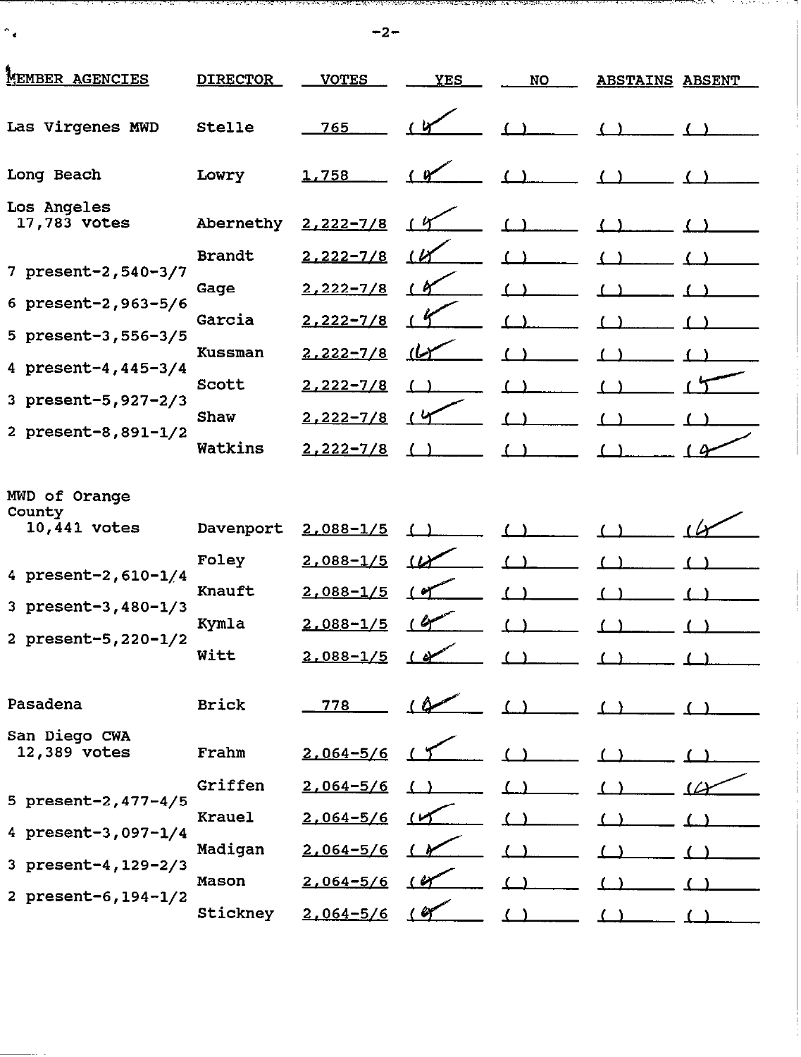| MEMBER AGENCIES | DIRECTOR | VOTES | YES | NO | ABSTAINS | ABSENT |
|---|---|---|---|---|---|---|
| Las Virgenes MWD | Stelle | 765 | (✓) | ( ) | ( ) | ( ) |
| Long Beach | Lowry | 1,758 | (✓) | ( ) | ( ) | ( ) |
| Los Angeles 17,783 votes | Abernethy | 2,222-7/8 | (✓) | ( ) | ( ) | ( ) |
| 7 present-2,540-3/7 | Brandt | 2,222-7/8 | (✓) | ( ) | ( ) | ( ) |
| 6 present-2,963-5/6 | Gage | 2,222-7/8 | (✓) | ( ) | ( ) | ( ) |
| 5 present-3,556-3/5 | Garcia | 2,222-7/8 | (✓) | ( ) | ( ) | ( ) |
| 4 present-4,445-3/4 | Kussman | 2,222-7/8 | (✓) | ( ) | ( ) | ( ) |
| 3 present-5,927-2/3 | Scott | 2,222-7/8 | ( ) | ( ) | ( ) | (✓) |
| 2 present-8,891-1/2 | Shaw | 2,222-7/8 | (✓) | ( ) | ( ) | ( ) |
| | Watkins | 2,222-7/8 | ( ) | ( ) | ( ) | (✓) |
| MWD of Orange County 10,441 votes | Davenport | 2,088-1/5 | ( ) | ( ) | ( ) | (✓) |
| 4 present-2,610-1/4 | Foley | 2,088-1/5 | (✓) | ( ) | ( ) | ( ) |
| 3 present-3,480-1/3 | Knauft | 2,088-1/5 | (✓) | ( ) | ( ) | ( ) |
| 2 present-5,220-1/2 | Kymla | 2,088-1/5 | (✓) | ( ) | ( ) | ( ) |
| | Witt | 2,088-1/5 | (✓) | ( ) | ( ) | ( ) |
| Pasadena | Brick | 778 | (✓) | ( ) | ( ) | ( ) |
| San Diego CWA 12,389 votes | Frahm | 2,064-5/6 | (✓) | ( ) | ( ) | ( ) |
| 5 present-2,477-4/5 | Griffen | 2,064-5/6 | ( ) | ( ) | ( ) | (✓) |
| 4 present-3,097-1/4 | Krauel | 2,064-5/6 | (✓) | ( ) | ( ) | ( ) |
| 3 present-4,129-2/3 | Madigan | 2,064-5/6 | (✓) | ( ) | ( ) | ( ) |
| 2 present-6,194-1/2 | Mason | 2,064-5/6 | (✓) | ( ) | ( ) | ( ) |
| | Stickney | 2,064-5/6 | (✓) | ( ) | ( ) | ( ) |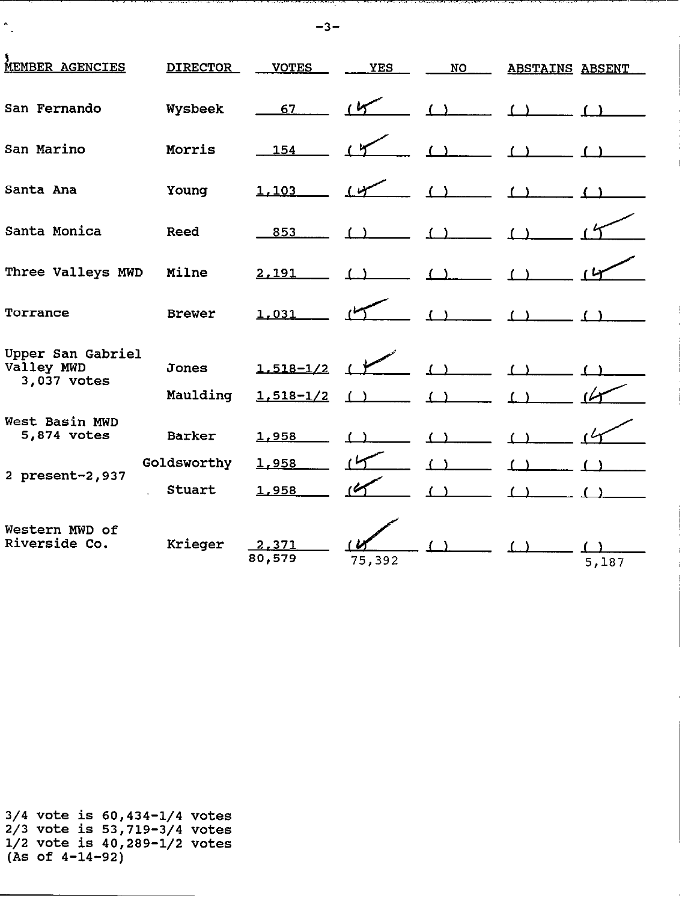| MEMBER AGENCIES | DIRECTOR | VOTES | YES | NO | ABSTAINS | ABSENT |
|---|---|---|---|---|---|---|
| San Fernando | Wysbeek | 67 | (✓) | ( ) | ( ) | ( ) |
| San Marino | Morris | 154 | (✓) | ( ) | ( ) | ( ) |
| Santa Ana | Young | 1,103 | (✓) | ( ) | ( ) | ( ) |
| Santa Monica | Reed | 853 | ( ) | ( ) | ( ) | (✓) |
| Three Valleys MWD | Milne | 2,191 | ( ) | ( ) | ( ) | (✓) |
| Torrance | Brewer | 1,031 | (✓) | ( ) | ( ) | ( ) |
| Upper San Gabriel Valley MWD 3,037 votes | Jones | 1,518-1/2 | (✓) | ( ) | ( ) | ( ) |
| | Maulding | 1,518-1/2 | ( ) | ( ) | ( ) | (✓) |
| West Basin MWD 5,874 votes | Barker | 1,958 | ( ) | ( ) | ( ) | (✓) |
| 2 present-2,937 | Goldsworthy | 1,958 | (✓) | ( ) | ( ) | ( ) |
| | Stuart | 1,958 | (✓) | ( ) | ( ) | ( ) |
| Western MWD of Riverside Co. | Krieger | 2,371 | (✓) | ( ) | ( ) | ( ) |
| | | 80,579 | 75,392 | | | 5,187 |

3/4 vote is 60,434-1/4 votes
2/3 vote is 53,719-3/4 votes
1/2 vote is 40,289-1/2 votes
(As of 4-14-92)